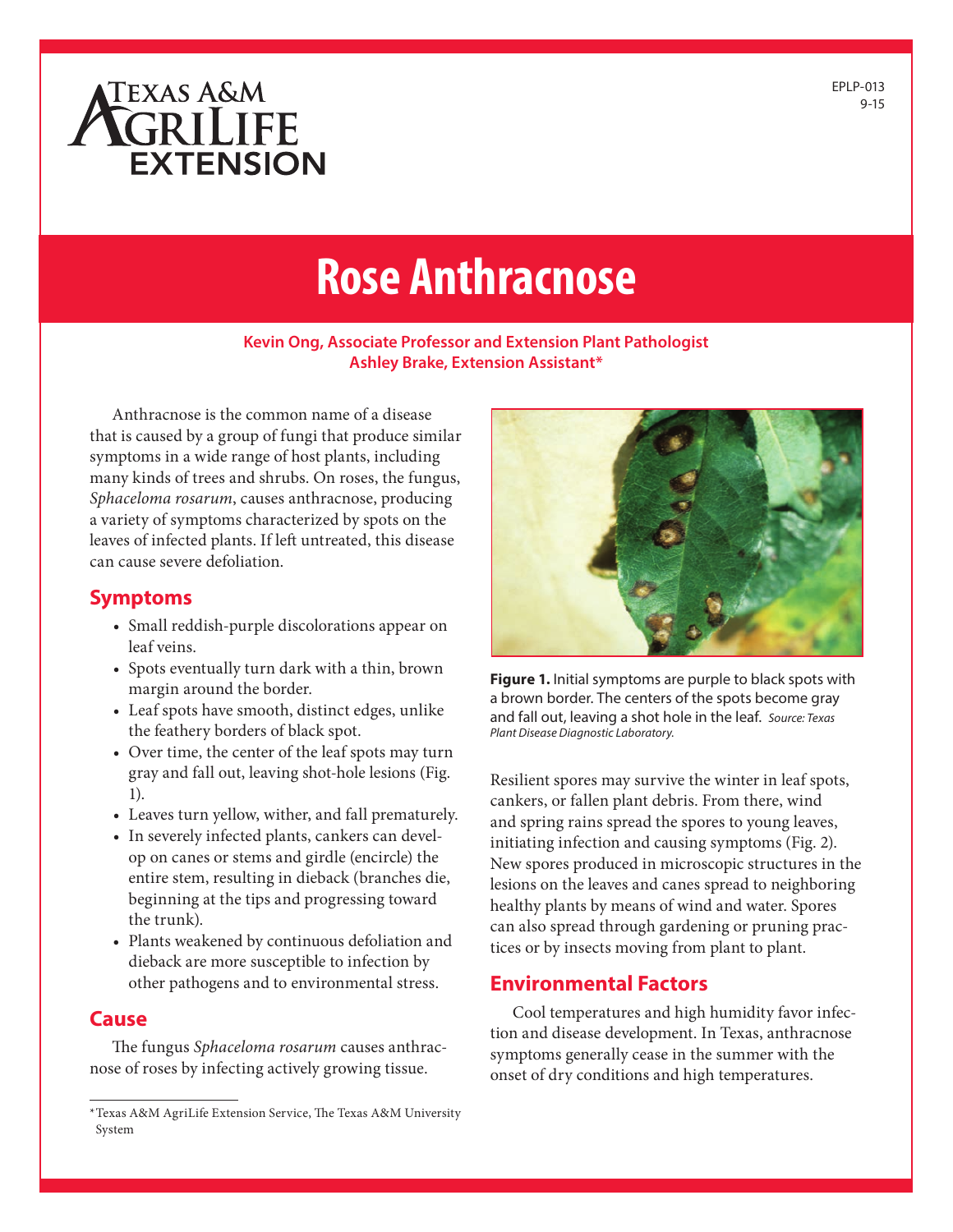EPLP-013
9-15

# Rose Anthracnose

**Kevin Ong, Associate Professor and Extension Plant Pathologist**
**Ashley Brake, Extension Assistant***

Anthracnose is the common name of a disease that is caused by a group of fungi that produce similar symptoms in a wide range of host plants, including many kinds of trees and shrubs. On roses, the fungus, *Sphaceloma rosarum*, causes anthracnose, producing a variety of symptoms characterized by spots on the leaves of infected plants. If left untreated, this disease can cause severe defoliation.

## Symptoms

- Small reddish-purple discolorations appear on leaf veins.
- Spots eventually turn dark with a thin, brown margin around the border.
- Leaf spots have smooth, distinct edges, unlike the feathery borders of black spot.
- Over time, the center of the leaf spots may turn gray and fall out, leaving shot-hole lesions (Fig. 1).
- Leaves turn yellow, wither, and fall prematurely.
- In severely infected plants, cankers can develop on canes or stems and girdle (encircle) the entire stem, resulting in dieback (branches die, beginning at the tips and progressing toward the trunk).
- Plants weakened by continuous defoliation and dieback are more susceptible to infection by other pathogens and to environmental stress.

## Cause

The fungus *Sphaceloma rosarum* causes anthracnose of roses by infecting actively growing tissue.

**Figure 1.** Initial symptoms are purple to black spots with a brown border. The centers of the spots become gray and fall out, leaving a shot hole in the leaf. *Source: Texas Plant Disease Diagnostic Laboratory.*

Resilient spores may survive the winter in leaf spots, cankers, or fallen plant debris. From there, wind and spring rains spread the spores to young leaves, initiating infection and causing symptoms (Fig. 2). New spores produced in microscopic structures in the lesions on the leaves and canes spread to neighboring healthy plants by means of wind and water. Spores can also spread through gardening or pruning practices or by insects moving from plant to plant.

## Environmental Factors

Cool temperatures and high humidity favor infection and disease development. In Texas, anthracnose symptoms generally cease in the summer with the onset of dry conditions and high temperatures.

*Texas A&M AgriLife Extension Service, The Texas A&M University System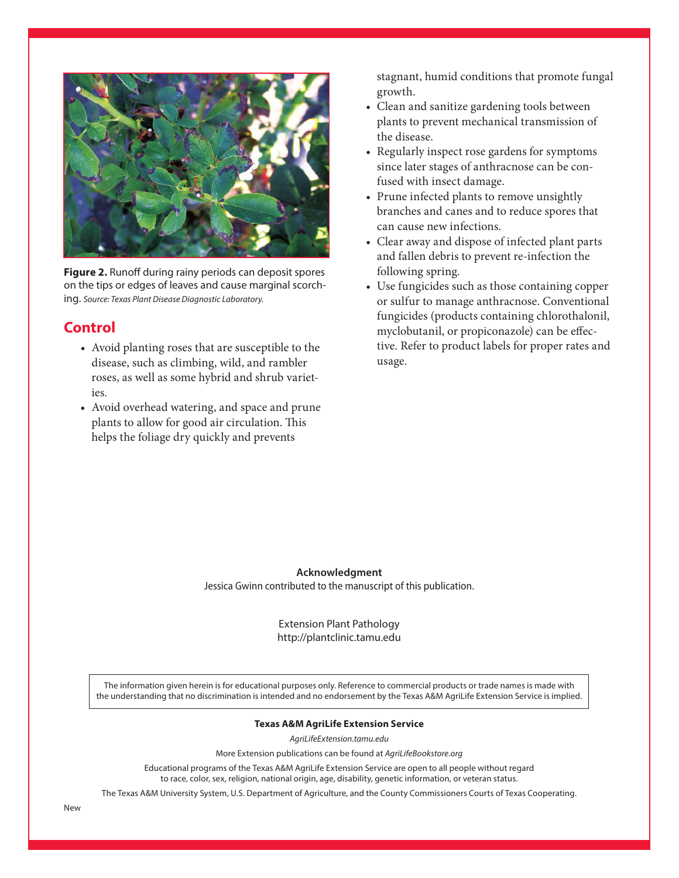**Figure 2.** Runoff during rainy periods can deposit spores on the tips or edges of leaves and cause marginal scorching. *Source: Texas Plant Disease Diagnostic Laboratory.*

## Control

- Avoid planting roses that are susceptible to the disease, such as climbing, wild, and rambler roses, as well as some hybrid and shrub varieties.
- Avoid overhead watering, and space and prune plants to allow for good air circulation. This helps the foliage dry quickly and prevents stagnant, humid conditions that promote fungal growth.
- Clean and sanitize gardening tools between plants to prevent mechanical transmission of the disease.
- Regularly inspect rose gardens for symptoms since later stages of anthracnose can be confused with insect damage.
- Prune infected plants to remove unsightly branches and canes and to reduce spores that can cause new infections.
- Clear away and dispose of infected plant parts and fallen debris to prevent re-infection the following spring.
- Use fungicides such as those containing copper or sulfur to manage anthracnose. Conventional fungicides (products containing chlorothalonil, myclobutanil, or propiconazole) can be effective. Refer to product labels for proper rates and usage.

**Acknowledgment**

Jessica Gwinn contributed to the manuscript of this publication.

Extension Plant Pathology
http://plantclinic.tamu.edu

The information given herein is for educational purposes only. Reference to commercial products or trade names is made with the understanding that no discrimination is intended and no endorsement by the Texas A&M AgriLife Extension Service is implied.

**Texas A&M AgriLife Extension Service**

*AgriLifeExtension.tamu.edu*

More Extension publications can be found at *AgriLifeBookstore.org*

Educational programs of the Texas A&M AgriLife Extension Service are open to all people without regard to race, color, sex, religion, national origin, age, disability, genetic information, or veteran status.

The Texas A&M University System, U.S. Department of Agriculture, and the County Commissioners Courts of Texas Cooperating.

New